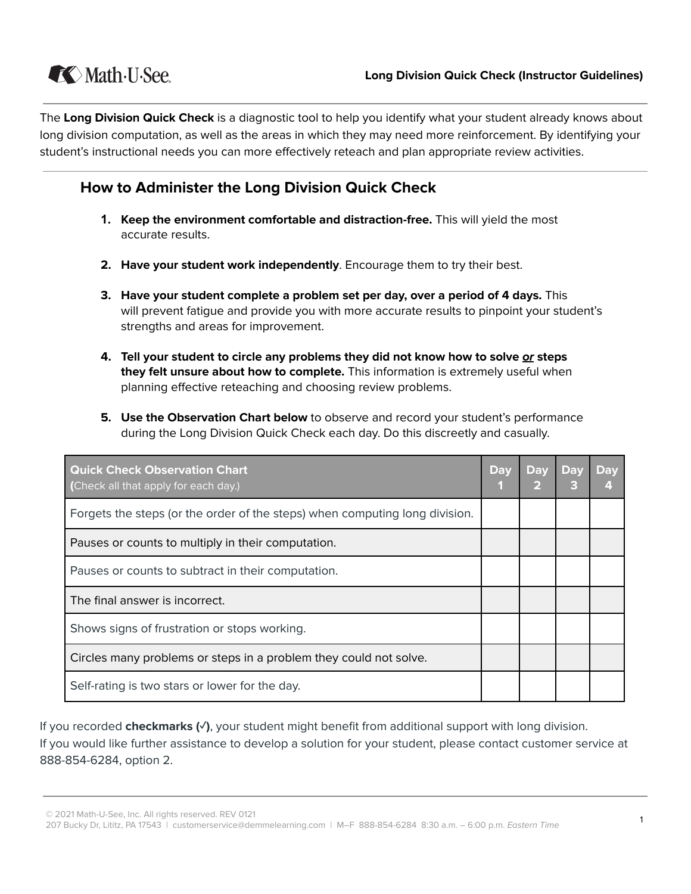**Long Division Quick Check (Instructor Guidelines)**

The **Long Division Quick Check** is a diagnostic tool to help you identify what your student already knows about long division computation, as well as the areas in which they may need more reinforcement. By identifying your student's instructional needs you can more effectively reteach and plan appropriate review activities.

## How to Administer the Long Division Quick Check

1. **Keep the environment comfortable and distraction-free.** This will yield the most accurate results.
2. **Have your student work independently**. Encourage them to try their best.
3. **Have your student complete a problem set per day, over a period of 4 days.** This will prevent fatigue and provide you with more accurate results to pinpoint your student's strengths and areas for improvement.
4. **Tell your student to circle any problems they did not know how to solve *<u>or</u>* steps they felt unsure about how to complete.** This information is extremely useful when planning effective reteaching and choosing review problems.
5. **Use the Observation Chart below** to observe and record your student's performance during the Long Division Quick Check each day. Do this discreetly and casually.

| **Quick Check Observation Chart** (Check all that apply for each day.) | Day 1 | Day 2 | Day 3 | Day 4 |
|---|---|---|---|---|
| Forgets the steps (or the order of the steps) when computing long division. | | | | |
| Pauses or counts to multiply in their computation. | | | | |
| Pauses or counts to subtract in their computation. | | | | |
| The final answer is incorrect. | | | | |
| Shows signs of frustration or stops working. | | | | |
| Circles many problems or steps in a problem they could not solve. | | | | |
| Self-rating is two stars or lower for the day. | | | | |

If you recorded **checkmarks (✓)**, your student might benefit from additional support with long division.
If you would like further assistance to develop a solution for your student, please contact customer service at 888-854-6284, option 2.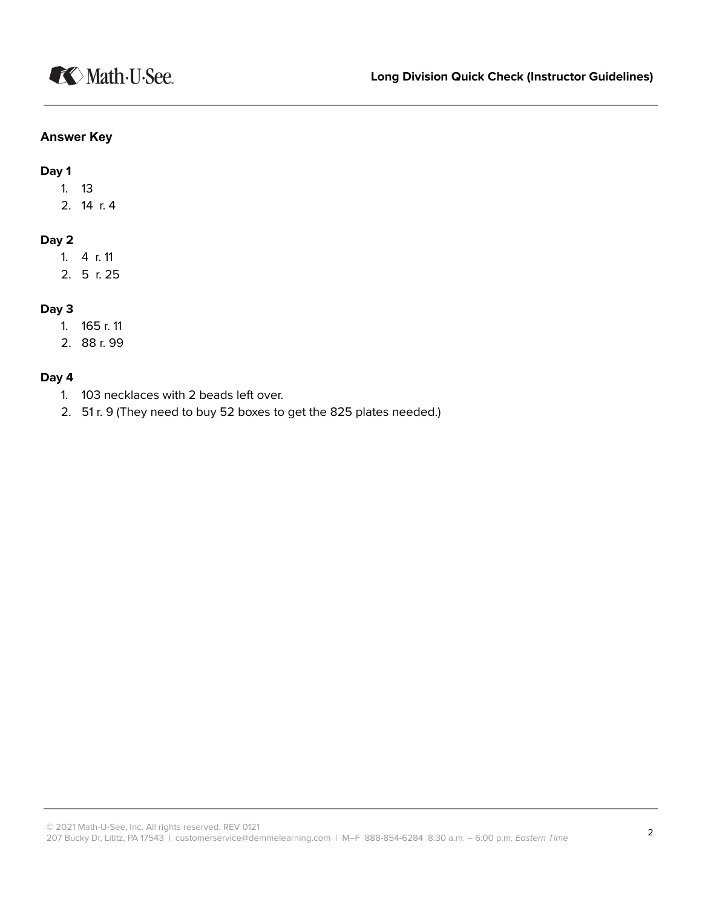## Answer Key

### Day 1

1. 13
2. 14 r. 4

### Day 2

1. 4 r. 11
2. 5 r. 25

### Day 3

1. 165 r. 11
2. 88 r. 99

### Day 4

1. 103 necklaces with 2 beads left over.
2. 51 r. 9 (They need to buy 52 boxes to get the 825 plates needed.)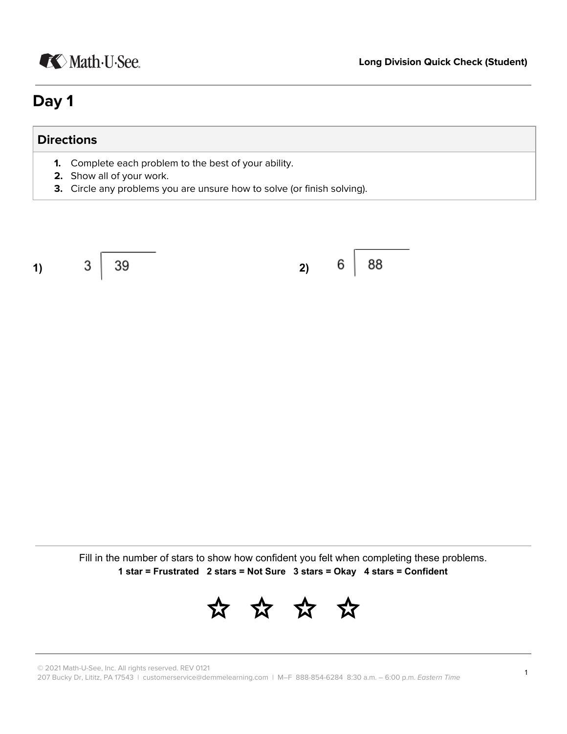Long Division Quick Check (Student)

# Day 1

| Directions |
| --- |
| 1. Complete each problem to the best of your ability.<br>2. Show all of your work.<br>3. Circle any problems you are unsure how to solve (or finish solving). |

**1)** $3 \overline{)\ 39}$

**2)** $6 \overline{)\ 88}$

Fill in the number of stars to show how confident you felt when completing these problems.

**1 star = Frustrated   2 stars = Not Sure   3 stars = Okay   4 stars = Confident**

☆ ☆ ☆ ☆

© 2021 Math-U-See, Inc. All rights reserved. REV 0121
207 Bucky Dr, Lititz, PA 17543 | customerservice@demmelearning.com | M–F 888-854-6284 8:30 a.m. – 6:00 p.m. *Eastern Time*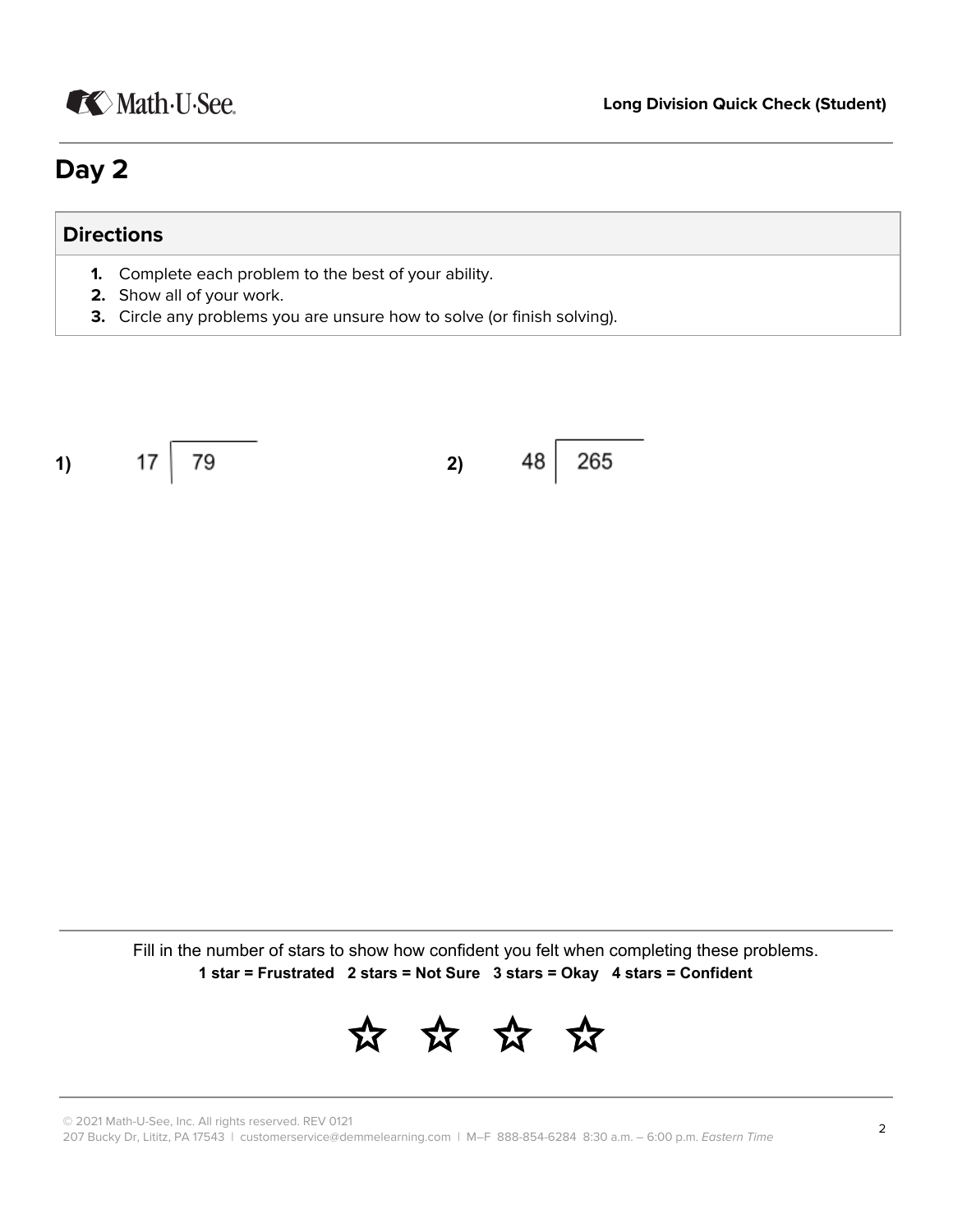# Day 2

**Directions**

1. Complete each problem to the best of your ability.
2. Show all of your work.
3. Circle any problems you are unsure how to solve (or finish solving).

**1)** $17 \overline{)\ 79}$

**2)** $48 \overline{)\ 265}$

Fill in the number of stars to show how confident you felt when completing these problems.

**1 star = Frustrated 2 stars = Not Sure 3 stars = Okay 4 stars = Confident**

☆ ☆ ☆ ☆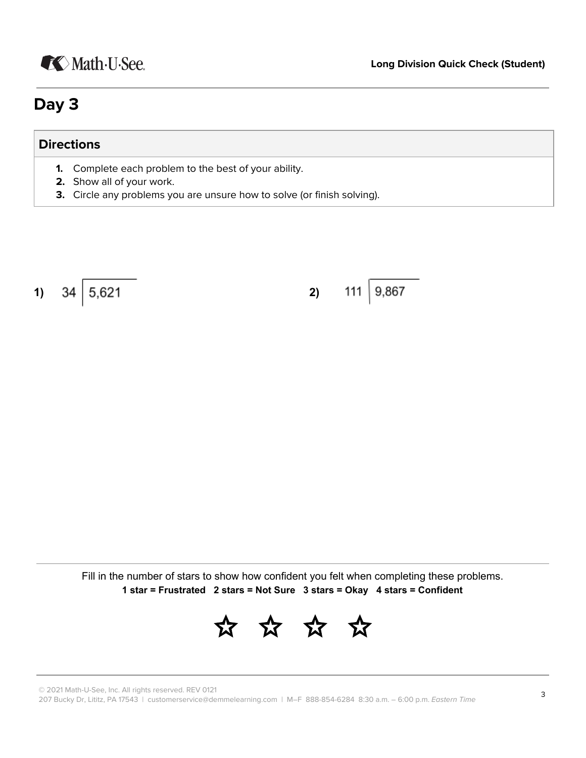## Day 3

**Directions**

1. Complete each problem to the best of your ability.
2. Show all of your work.
3. Circle any problems you are unsure how to solve (or finish solving).

**1)** $34 \overline{)5{,}621}$

**2)** $111 \overline{)9{,}867}$

Fill in the number of stars to show how confident you felt when completing these problems.

**1 star = Frustrated 2 stars = Not Sure 3 stars = Okay 4 stars = Confident**

☆ ☆ ☆ ☆

© 2021 Math-U-See, Inc. All rights reserved. REV 0121
207 Bucky Dr, Lititz, PA 17543 | customerservice@demmelearning.com | M–F 888-854-6284 8:30 a.m. – 6:00 p.m. *Eastern Time*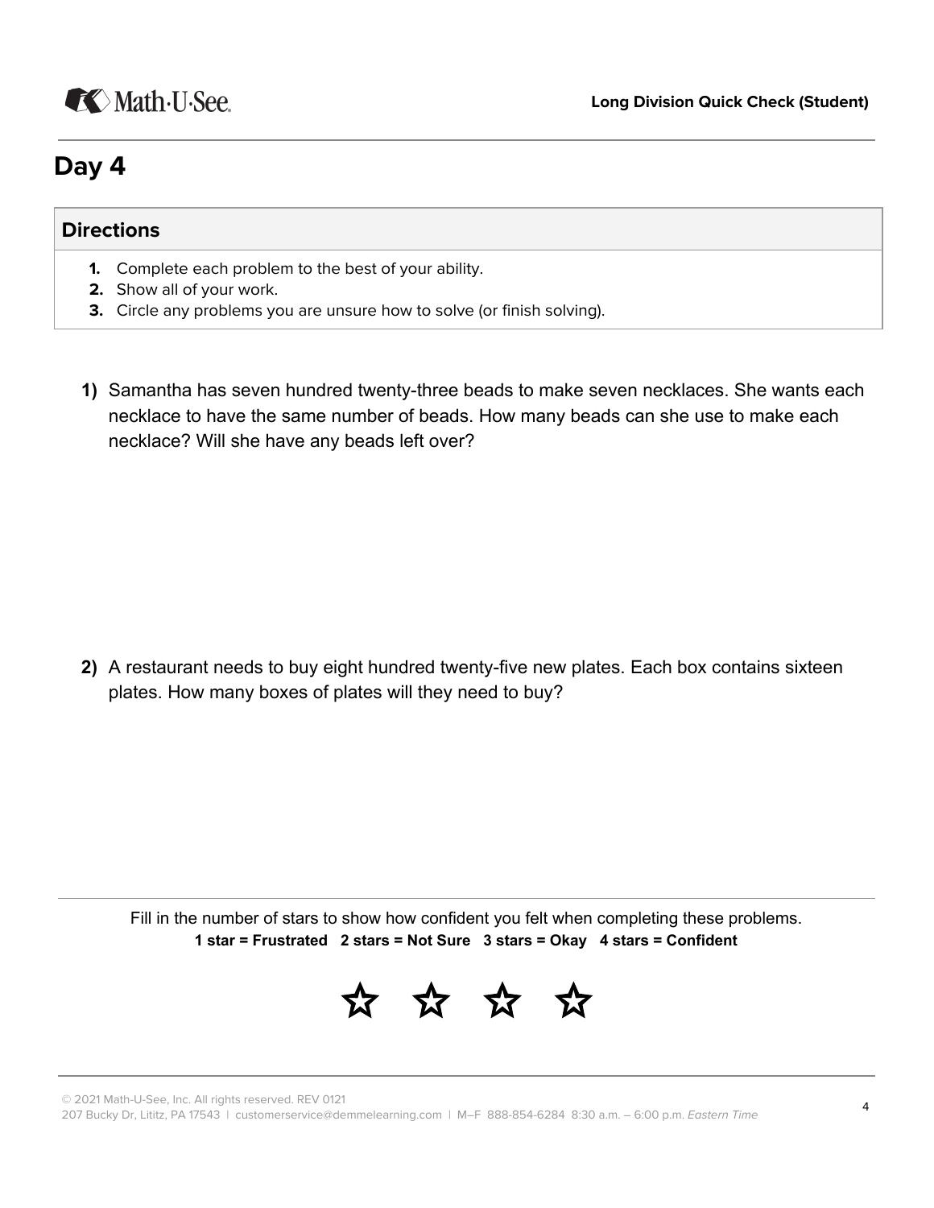# Day 4

## Directions

1. Complete each problem to the best of your ability.
2. Show all of your work.
3. Circle any problems you are unsure how to solve (or finish solving).

**1)** Samantha has seven hundred twenty-three beads to make seven necklaces. She wants each necklace to have the same number of beads. How many beads can she use to make each necklace? Will she have any beads left over?

**2)** A restaurant needs to buy eight hundred twenty-five new plates. Each box contains sixteen plates. How many boxes of plates will they need to buy?

Fill in the number of stars to show how confident you felt when completing these problems.

**1 star = Frustrated 2 stars = Not Sure 3 stars = Okay 4 stars = Confident**

☆ ☆ ☆ ☆

© 2021 Math-U-See, Inc. All rights reserved. REV 0121
207 Bucky Dr, Lititz, PA 17543 | customerservice@demmelearning.com | M–F 888-854-6284 8:30 a.m. – 6:00 p.m. *Eastern Time*